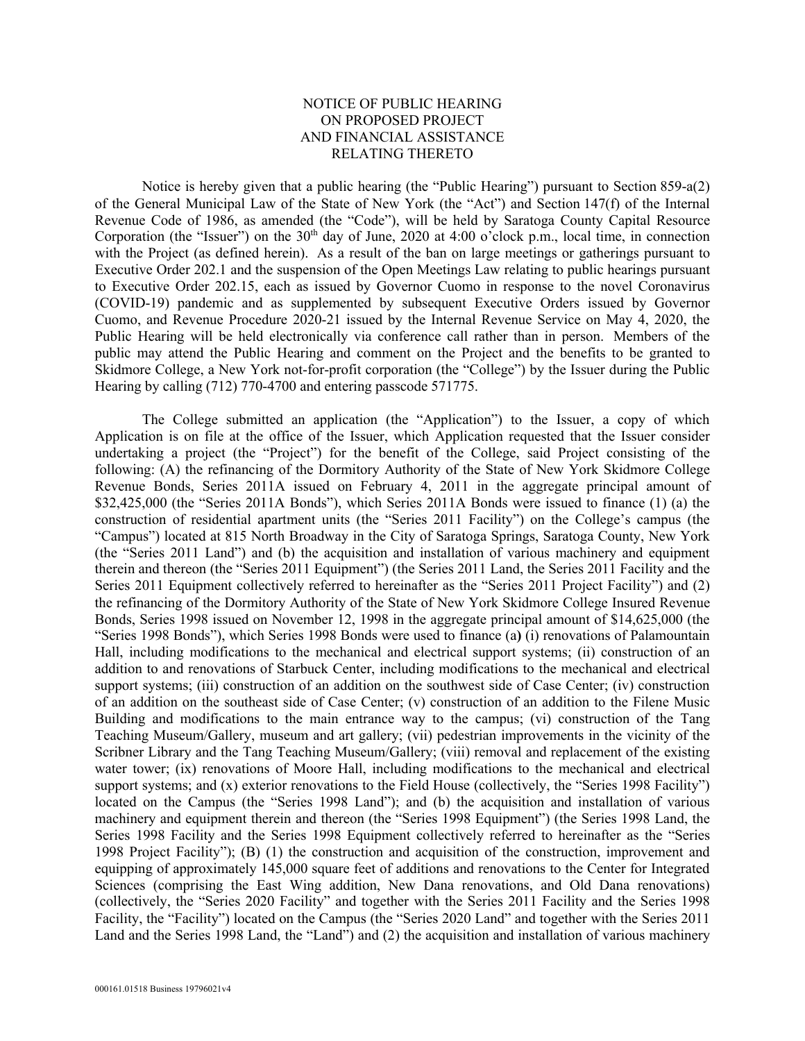# NOTICE OF PUBLIC HEARING ON PROPOSED PROJECT AND FINANCIAL ASSISTANCE RELATING THERETO

Notice is hereby given that a public hearing (the "Public Hearing") pursuant to Section 859-a(2) of the General Municipal Law of the State of New York (the "Act") and Section 147(f) of the Internal Revenue Code of 1986, as amended (the "Code"), will be held by Saratoga County Capital Resource Corporation (the "Issuer") on the 30th day of June, 2020 at 4:00 o'clock p.m., local time, in connection with the Project (as defined herein). As a result of the ban on large meetings or gatherings pursuant to Executive Order 202.1 and the suspension of the Open Meetings Law relating to public hearings pursuant to Executive Order 202.15, each as issued by Governor Cuomo in response to the novel Coronavirus (COVID-19) pandemic and as supplemented by subsequent Executive Orders issued by Governor Cuomo, and Revenue Procedure 2020-21 issued by the Internal Revenue Service on May 4, 2020, the Public Hearing will be held electronically via conference call rather than in person. Members of the public may attend the Public Hearing and comment on the Project and the benefits to be granted to Skidmore College, a New York not-for-profit corporation (the "College") by the Issuer during the Public Hearing by calling (712) 770-4700 and entering passcode 571775.

The College submitted an application (the "Application") to the Issuer, a copy of which Application is on file at the office of the Issuer, which Application requested that the Issuer consider undertaking a project (the "Project") for the benefit of the College, said Project consisting of the following: (A) the refinancing of the Dormitory Authority of the State of New York Skidmore College Revenue Bonds, Series 2011A issued on February 4, 2011 in the aggregate principal amount of $32,425,000 (the "Series 2011A Bonds"), which Series 2011A Bonds were issued to finance (1) (a) the construction of residential apartment units (the "Series 2011 Facility") on the College's campus (the "Campus") located at 815 North Broadway in the City of Saratoga Springs, Saratoga County, New York (the "Series 2011 Land") and (b) the acquisition and installation of various machinery and equipment therein and thereon (the "Series 2011 Equipment") (the Series 2011 Land, the Series 2011 Facility and the Series 2011 Equipment collectively referred to hereinafter as the "Series 2011 Project Facility") and (2) the refinancing of the Dormitory Authority of the State of New York Skidmore College Insured Revenue Bonds, Series 1998 issued on November 12, 1998 in the aggregate principal amount of $14,625,000 (the "Series 1998 Bonds"), which Series 1998 Bonds were used to finance (a) (i) renovations of Palamountain Hall, including modifications to the mechanical and electrical support systems; (ii) construction of an addition to and renovations of Starbuck Center, including modifications to the mechanical and electrical support systems; (iii) construction of an addition on the southwest side of Case Center; (iv) construction of an addition on the southeast side of Case Center; (v) construction of an addition to the Filene Music Building and modifications to the main entrance way to the campus; (vi) construction of the Tang Teaching Museum/Gallery, museum and art gallery; (vii) pedestrian improvements in the vicinity of the Scribner Library and the Tang Teaching Museum/Gallery; (viii) removal and replacement of the existing water tower; (ix) renovations of Moore Hall, including modifications to the mechanical and electrical support systems; and (x) exterior renovations to the Field House (collectively, the "Series 1998 Facility") located on the Campus (the "Series 1998 Land"); and (b) the acquisition and installation of various machinery and equipment therein and thereon (the "Series 1998 Equipment") (the Series 1998 Land, the Series 1998 Facility and the Series 1998 Equipment collectively referred to hereinafter as the "Series 1998 Project Facility"); (B) (1) the construction and acquisition of the construction, improvement and equipping of approximately 145,000 square feet of additions and renovations to the Center for Integrated Sciences (comprising the East Wing addition, New Dana renovations, and Old Dana renovations) (collectively, the "Series 2020 Facility" and together with the Series 2011 Facility and the Series 1998 Facility, the "Facility") located on the Campus (the "Series 2020 Land" and together with the Series 2011 Land and the Series 1998 Land, the "Land") and (2) the acquisition and installation of various machinery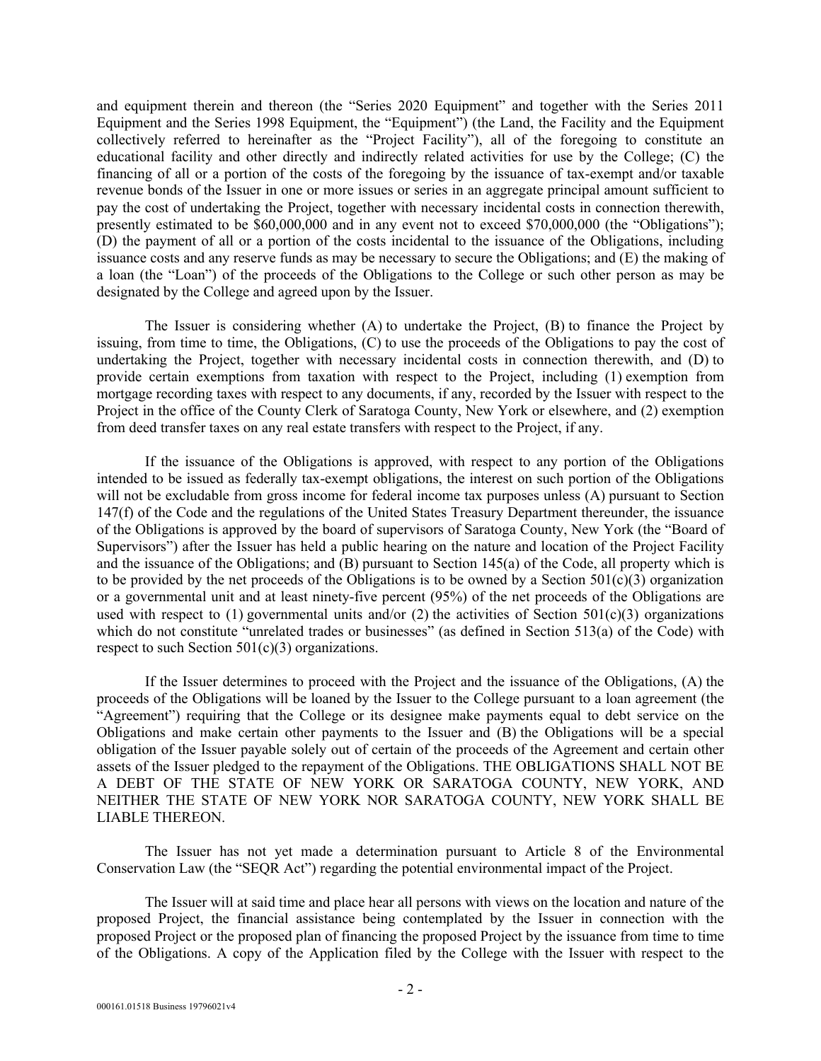and equipment therein and thereon (the "Series 2020 Equipment" and together with the Series 2011 Equipment and the Series 1998 Equipment, the "Equipment") (the Land, the Facility and the Equipment collectively referred to hereinafter as the "Project Facility"), all of the foregoing to constitute an educational facility and other directly and indirectly related activities for use by the College; (C) the financing of all or a portion of the costs of the foregoing by the issuance of tax-exempt and/or taxable revenue bonds of the Issuer in one or more issues or series in an aggregate principal amount sufficient to pay the cost of undertaking the Project, together with necessary incidental costs in connection therewith, presently estimated to be $60,000,000 and in any event not to exceed $70,000,000 (the "Obligations"); (D) the payment of all or a portion of the costs incidental to the issuance of the Obligations, including issuance costs and any reserve funds as may be necessary to secure the Obligations; and (E) the making of a loan (the "Loan") of the proceeds of the Obligations to the College or such other person as may be designated by the College and agreed upon by the Issuer.

The Issuer is considering whether (A) to undertake the Project, (B) to finance the Project by issuing, from time to time, the Obligations, (C) to use the proceeds of the Obligations to pay the cost of undertaking the Project, together with necessary incidental costs in connection therewith, and (D) to provide certain exemptions from taxation with respect to the Project, including (1) exemption from mortgage recording taxes with respect to any documents, if any, recorded by the Issuer with respect to the Project in the office of the County Clerk of Saratoga County, New York or elsewhere, and (2) exemption from deed transfer taxes on any real estate transfers with respect to the Project, if any.

If the issuance of the Obligations is approved, with respect to any portion of the Obligations intended to be issued as federally tax-exempt obligations, the interest on such portion of the Obligations will not be excludable from gross income for federal income tax purposes unless (A) pursuant to Section 147(f) of the Code and the regulations of the United States Treasury Department thereunder, the issuance of the Obligations is approved by the board of supervisors of Saratoga County, New York (the "Board of Supervisors") after the Issuer has held a public hearing on the nature and location of the Project Facility and the issuance of the Obligations; and (B) pursuant to Section 145(a) of the Code, all property which is to be provided by the net proceeds of the Obligations is to be owned by a Section 501(c)(3) organization or a governmental unit and at least ninety-five percent (95%) of the net proceeds of the Obligations are used with respect to (1) governmental units and/or (2) the activities of Section 501(c)(3) organizations which do not constitute "unrelated trades or businesses" (as defined in Section 513(a) of the Code) with respect to such Section 501(c)(3) organizations.

If the Issuer determines to proceed with the Project and the issuance of the Obligations, (A) the proceeds of the Obligations will be loaned by the Issuer to the College pursuant to a loan agreement (the "Agreement") requiring that the College or its designee make payments equal to debt service on the Obligations and make certain other payments to the Issuer and (B) the Obligations will be a special obligation of the Issuer payable solely out of certain of the proceeds of the Agreement and certain other assets of the Issuer pledged to the repayment of the Obligations. THE OBLIGATIONS SHALL NOT BE A DEBT OF THE STATE OF NEW YORK OR SARATOGA COUNTY, NEW YORK, AND NEITHER THE STATE OF NEW YORK NOR SARATOGA COUNTY, NEW YORK SHALL BE LIABLE THEREON.

The Issuer has not yet made a determination pursuant to Article 8 of the Environmental Conservation Law (the "SEQR Act") regarding the potential environmental impact of the Project.

The Issuer will at said time and place hear all persons with views on the location and nature of the proposed Project, the financial assistance being contemplated by the Issuer in connection with the proposed Project or the proposed plan of financing the proposed Project by the issuance from time to time of the Obligations. A copy of the Application filed by the College with the Issuer with respect to the

000161.01518 Business 19796021v4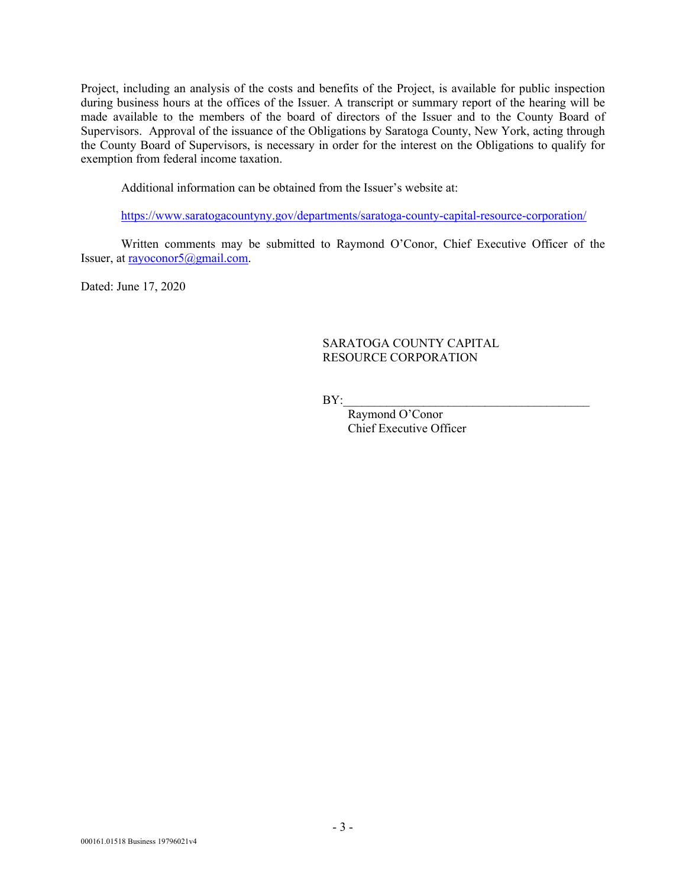Project, including an analysis of the costs and benefits of the Project, is available for public inspection during business hours at the offices of the Issuer. A transcript or summary report of the hearing will be made available to the members of the board of directors of the Issuer and to the County Board of Supervisors. Approval of the issuance of the Obligations by Saratoga County, New York, acting through the County Board of Supervisors, is necessary in order for the interest on the Obligations to qualify for exemption from federal income taxation.

Additional information can be obtained from the Issuer's website at:

https://www.saratogacountyny.gov/departments/saratoga-county-capital-resource-corporation/

Written comments may be submitted to Raymond O'Conor, Chief Executive Officer of the Issuer, at rayoconor5@gmail.com.

Dated: June 17, 2020

SARATOGA COUNTY CAPITAL
RESOURCE CORPORATION

BY:________________________________________
Raymond O'Conor
Chief Executive Officer

000161.01518 Business 19796021v4